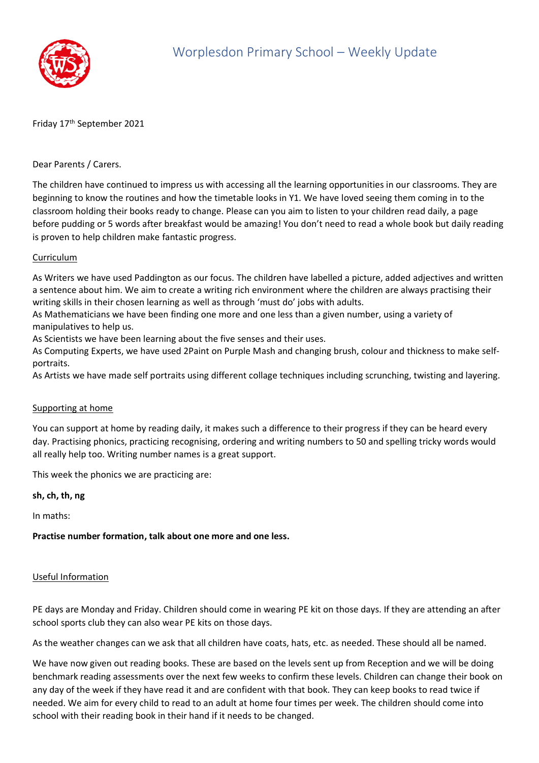# Worplesdon Primary School – Weekly Update

Friday 17th September 2021

Dear Parents / Carers.

The children have continued to impress us with accessing all the learning opportunities in our classrooms. They are beginning to know the routines and how the timetable looks in Y1. We have loved seeing them coming in to the classroom holding their books ready to change. Please can you aim to listen to your children read daily, a page before pudding or 5 words after breakfast would be amazing! You don't need to read a whole book but daily reading is proven to help children make fantastic progress.

## Curriculum

As Writers we have used Paddington as our focus. The children have labelled a picture, added adjectives and written a sentence about him. We aim to create a writing rich environment where the children are always practising their writing skills in their chosen learning as well as through 'must do' jobs with adults.
As Mathematicians we have been finding one more and one less than a given number, using a variety of manipulatives to help us.
As Scientists we have been learning about the five senses and their uses.
As Computing Experts, we have used 2Paint on Purple Mash and changing brush, colour and thickness to make self-portraits.
As Artists we have made self portraits using different collage techniques including scrunching, twisting and layering.

## Supporting at home

You can support at home by reading daily, it makes such a difference to their progress if they can be heard every day. Practising phonics, practicing recognising, ordering and writing numbers to 50 and spelling tricky words would all really help too. Writing number names is a great support.

This week the phonics we are practicing are:

**sh, ch, th, ng**

In maths:

**Practise number formation, talk about one more and one less.**

## Useful Information

PE days are Monday and Friday. Children should come in wearing PE kit on those days. If they are attending an after school sports club they can also wear PE kits on those days.

As the weather changes can we ask that all children have coats, hats, etc. as needed. These should all be named.

We have now given out reading books. These are based on the levels sent up from Reception and we will be doing benchmark reading assessments over the next few weeks to confirm these levels. Children can change their book on any day of the week if they have read it and are confident with that book. They can keep books to read twice if needed. We aim for every child to read to an adult at home four times per week. The children should come into school with their reading book in their hand if it needs to be changed.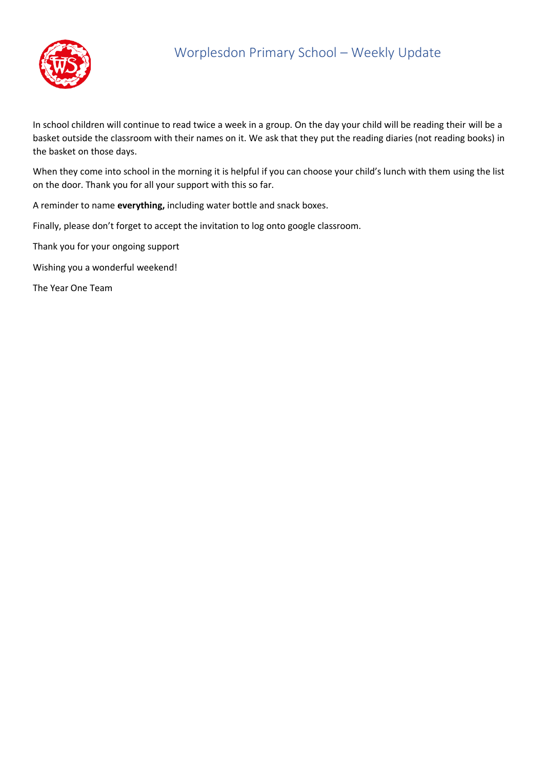# Worplesdon Primary School – Weekly Update

In school children will continue to read twice a week in a group. On the day your child will be reading their will be a basket outside the classroom with their names on it. We ask that they put the reading diaries (not reading books) in the basket on those days.

When they come into school in the morning it is helpful if you can choose your child's lunch with them using the list on the door. Thank you for all your support with this so far.

A reminder to name **everything,** including water bottle and snack boxes.

Finally, please don't forget to accept the invitation to log onto google classroom.

Thank you for your ongoing support

Wishing you a wonderful weekend!

The Year One Team